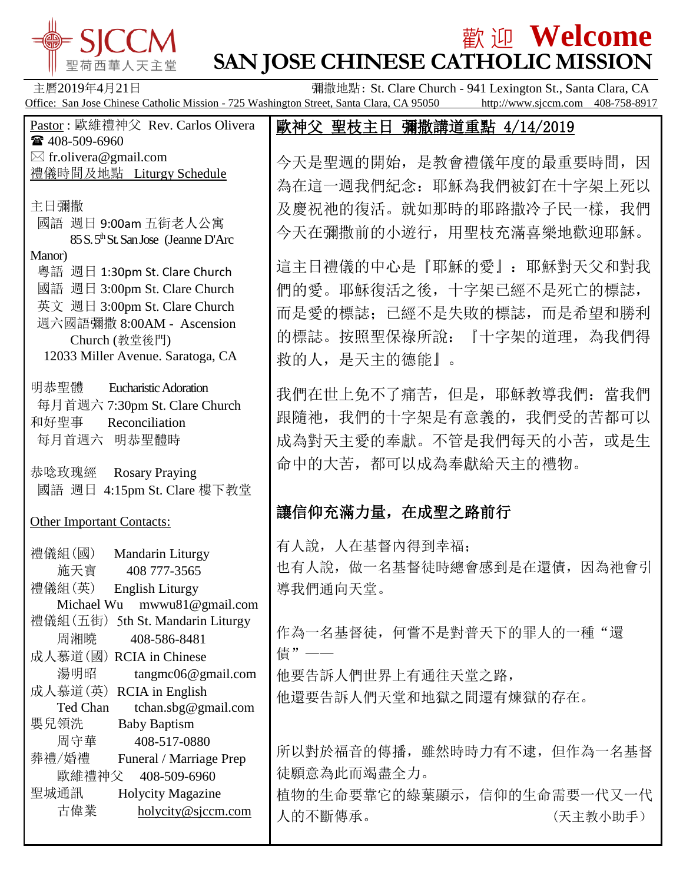SJCCM 聖荷西華人天主堂

# 歡迎 Welcome
# SAN JOSE CHINESE CATHOLIC MISSION

主曆2019年4月21日 彌撒地點: St. Clare Church - 941 Lexington St., Santa Clara, CA

Office: San Jose Chinese Catholic Mission - 725 Washington Street, Santa Clara, CA 95050 http://www.sjccm.com 408-758-8917

Pastor : 歐維禮神父 Rev. Carlos Olivera
☎ 408-509-6960
✉ fr.olivera@gmail.com

禮儀時間及地點 Liturgy Schedule

主日彌撒
- 國語 週日 9:00am 五街老人公寓 85 S. 5th St. San Jose (Jeanne D'Arc Manor)
- 粵語 週日 1:30pm St. Clare Church
- 國語 週日 3:00pm St. Clare Church
- 英文 週日 3:00pm St. Clare Church
- 週六國語彌撒 8:00AM - Ascension Church (教堂後門) 12033 Miller Avenue. Saratoga, CA

明恭聖體 Eucharistic Adoration
每月首週六 7:30pm St. Clare Church

和好聖事 Reconciliation
每月首週六 明恭聖體時

恭唸玫瑰經 Rosary Praying
國語 週日 4:15pm St. Clare 樓下教堂

Other Important Contacts:

禮儀組(國) Mandarin Liturgy
施天寶 408 777-3565

禮儀組(英) English Liturgy
Michael Wu mwwu81@gmail.com

禮儀組(五街) 5th St. Mandarin Liturgy
周湘曉 408-586-8481

成人慕道(國) RCIA in Chinese
湯明昭 tangmc06@gmail.com

成人慕道(英) RCIA in English
Ted Chan tchan.sbg@gmail.com

嬰兒領洗 Baby Baptism
周守華 408-517-0880

葬禮/婚禮 Funeral / Marriage Prep
歐維禮神父 408-509-6960

聖城通訊 Holycity Magazine
古偉業 holycity@sjccm.com

## 歐神父 聖枝主日 彌撒講道重點 4/14/2019

今天是聖週的開始，是教會禮儀年度的最重要時間，因為在這一週我們紀念：耶穌為我們被釘在十字架上死以及慶祝祂的復活。就如那時的耶路撒冷子民一樣，我們今天在彌撒前的小遊行，用聖枝充滿喜樂地歡迎耶穌。

這主日禮儀的中心是『耶穌的愛』：耶穌對天父和對我們的愛。耶穌復活之後，十字架已經不是死亡的標誌，而是愛的標誌；已經不是失敗的標誌，而是希望和勝利的標誌。按照聖保祿所說：『十字架的道理，為我們得救的人，是天主的德能』。

我們在世上免不了痛苦，但是，耶穌教導我們：當我們跟隨祂，我們的十字架是有意義的，我們受的苦都可以成為對天主愛的奉獻。不管是我們每天的小苦，或是生命中的大苦，都可以成為奉獻給天主的禮物。

## 讓信仰充滿力量，在成聖之路前行

有人說，人在基督內得到幸福；
也有人說，做一名基督徒時總會感到是在還債，因為祂會引導我們通向天堂。

作為一名基督徒，何嘗不是對普天下的罪人的一種“還債”——
他要告訴人們世界上有通往天堂之路，
他還要告訴人們天堂和地獄之間還有煉獄的存在。

所以對於福音的傳播，雖然時時力有不逮，但作為一名基督徒願意為此而竭盡全力。
植物的生命要靠它的綠葉顯示，信仰的生命需要一代又一代人的不斷傳承。 （天主教小助手）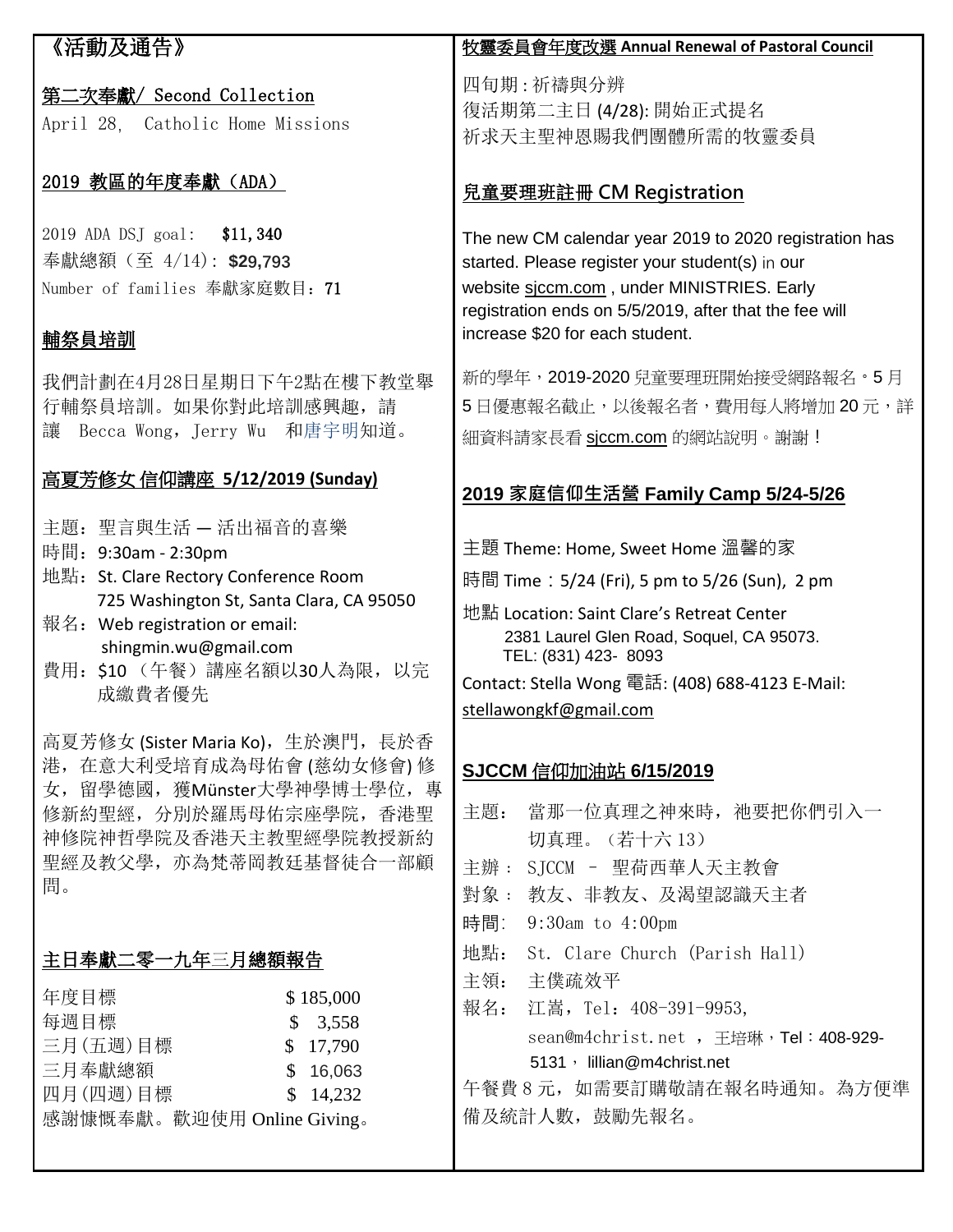# 《活動及通告》

## 第二次奉獻/ Second Collection

April 28, Catholic Home Missions

## 2019 教區的年度奉獻（ADA）

2019 ADA DSJ goal: **$11,340**
奉獻總額（至 4/14）: **$29,793**
Number of families 奉獻家庭數目：71

## 輔祭員培訓

我們計劃在4月28日星期日下午2點在樓下教堂舉行輔祭員培訓。如果你對此培訓感興趣，請讓 Becca Wong，Jerry Wu 和唐宇明知道。

## 高夏芳修女 信仰講座 5/12/2019 (Sunday)

主題：聖言與生活 — 活出福音的喜樂
時間：9:30am - 2:30pm
地點：St. Clare Rectory Conference Room
725 Washington St, Santa Clara, CA 95050
報名：Web registration or email:
shingmin.wu@gmail.com
費用：$10 （午餐）講座名額以30人為限，以完成繳費者優先

高夏芳修女 (Sister Maria Ko)，生於澳門，長於香港，在意大利受培育成為母佑會 (慈幼女修會) 修女，留學德國，獲Münster大學神學博士學位，專修新約聖經，分別於羅馬母佑宗座學院，香港聖神修院神哲學院及香港天主教聖經學院教授新約聖經及教父學，亦為梵蒂岡教廷基督徒合一部顧問。

## 主日奉獻二零一九年三月總額報告

| | |
|---|---|
| 年度目標 | $ 185,000 |
| 每週目標 | $ 3,558 |
| 三月(五週)目標 | $ 17,790 |
| 三月奉獻總額 | $ 16,063 |
| 四月(四週)目標 | $ 14,232 |

感謝慷慨奉獻。歡迎使用 Online Giving。

## 牧靈委員會年度改選 Annual Renewal of Pastoral Council

四旬期：祈禱與分辨
復活期第二主日 (4/28): 開始正式提名
祈求天主聖神恩賜我們團體所需的牧靈委員

## 兒童要理班註冊 CM Registration

The new CM calendar year 2019 to 2020 registration has started. Please register your student(s) in our website sjccm.com , under MINISTRIES. Early registration ends on 5/5/2019, after that the fee will increase $20 for each student.

新的學年，2019-2020 兒童要理班開始接受網路報名。5 月 5 日優惠報名截止，以後報名者，費用每人將增加 20 元，詳細資料請家長看 sjccm.com 的網站說明。謝謝！

## 2019 家庭信仰生活營 Family Camp 5/24-5/26

主題 Theme: Home, Sweet Home 溫馨的家
時間 Time：5/24 (Fri), 5 pm to 5/26 (Sun), 2 pm
地點 Location: Saint Clare's Retreat Center
2381 Laurel Glen Road, Soquel, CA 95073.
TEL: (831) 423- 8093
Contact: Stella Wong 電話: (408) 688-4123 E-Mail: stellawongkf@gmail.com

## SJCCM 信仰加油站 6/15/2019

主題： 當那一位真理之神來時，祂要把你們引入一切真理。（若十六 13）
主辦： SJCCM – 聖荷西華人天主教會
對象： 教友、非教友、及渴望認識天主者
時間: 9:30am to 4:00pm
地點: St. Clare Church (Parish Hall)
主領: 主僕疏效平
報名: 江嵩，Tel：408-391-9953, sean@m4christ.net ，王培琳，Tel：408-929-5131， lillian@m4christ.net

午餐費 8 元，如需要訂購敬請在報名時通知。為方便準備及統計人數，鼓勵先報名。